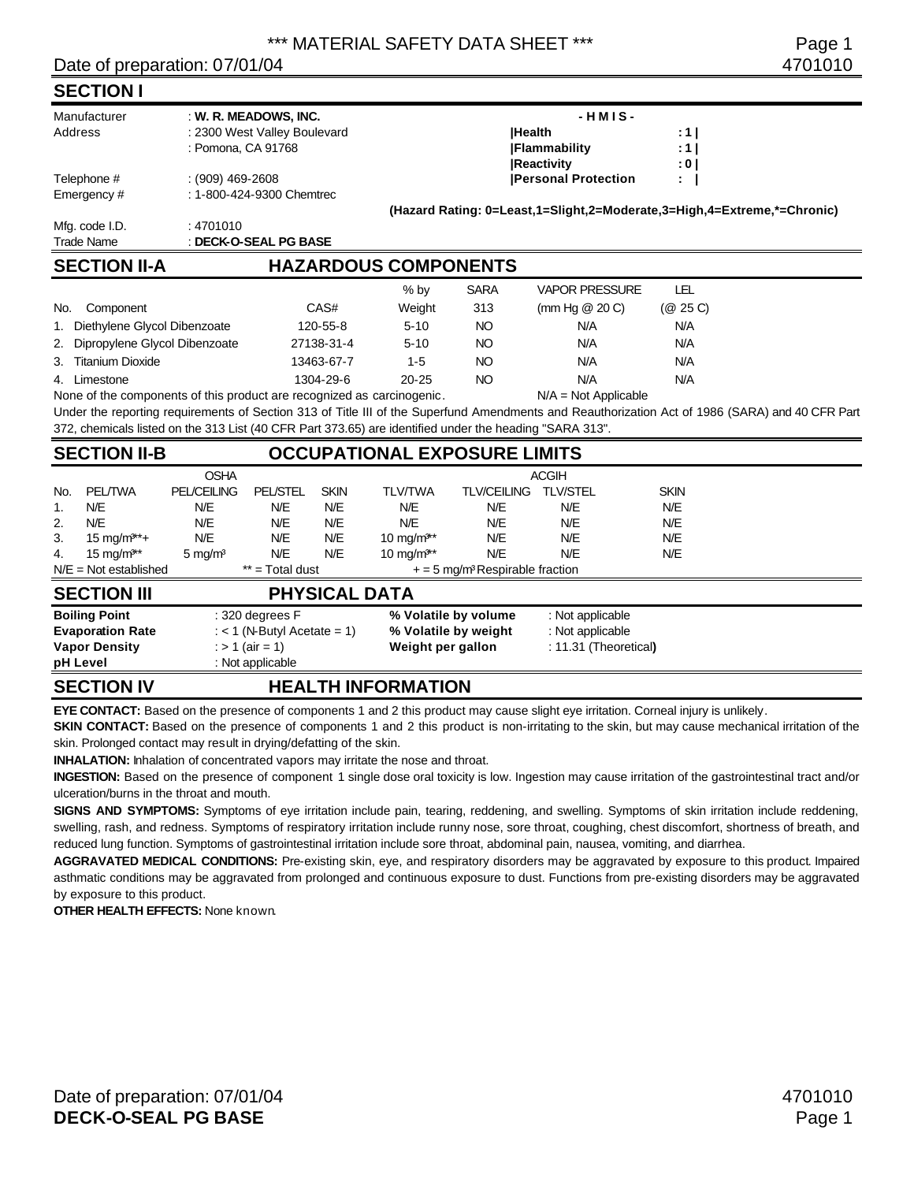# *** MATERIAL SAFETY DATA SHEET ***

Date of preparation: 07/01/04 4701010

## SECTION I

| | | | |
|---|---|---|---|
| Manufacturer | : **W. R. MEADOWS, INC.** | **- H M I S -** | |
| Address | : 2300 West Valley Boulevard | **Health** | **: 1** |
| | : Pomona, CA 91768 | **Flammability** | **: 1** |
| | | **Reactivity** | **: 0** |
| Telephone # | : (909) 469-2608 | **Personal Protection** | **:** |
| Emergency # | : 1-800-424-9300 Chemtrec | | |

**(Hazard Rating: 0=Least,1=Slight,2=Moderate,3=High,4=Extreme,*=Chronic)**

Mfg. code I.D. : 4701010

Trade Name : **DECK-O-SEAL PG BASE**

## SECTION II-A HAZARDOUS COMPONENTS

| No. | Component | CAS# | % by Weight | SARA 313 | VAPOR PRESSURE (mm Hg @ 20 C) | LEL (@ 25 C) |
|---|---|---|---|---|---|---|
| 1. | Diethylene Glycol Dibenzoate | 120-55-8 | 5-10 | NO | N/A | N/A |
| 2. | Dipropylene Glycol Dibenzoate | 27138-31-4 | 5-10 | NO | N/A | N/A |
| 3. | Titanium Dioxide | 13463-67-7 | 1-5 | NO | N/A | N/A |
| 4. | Limestone | 1304-29-6 | 20-25 | NO | N/A | N/A |

None of the components of this product are recognized as carcinogenic. N/A = Not Applicable

Under the reporting requirements of Section 313 of Title III of the Superfund Amendments and Reauthorization Act of 1986 (SARA) and 40 CFR Part 372, chemicals listed on the 313 List (40 CFR Part 373.65) are identified under the heading "SARA 313".

## SECTION II-B OCCUPATIONAL EXPOSURE LIMITS

| | OSHA | | | | ACGIH | | | |
|---|---|---|---|---|---|---|---|---|
| No. | PEL/TWA | PEL/CEILING | PEL/STEL | SKIN | TLV/TWA | TLV/CEILING | TLV/STEL | SKIN |
| 1. | N/E | N/E | N/E | N/E | N/E | N/E | N/E | N/E |
| 2. | N/E | N/E | N/E | N/E | N/E | N/E | N/E | N/E |
| 3. | 15 mg/m$^3$**+ | N/E | N/E | N/E | 10 mg/m$^3$** | N/E | N/E | N/E |
| 4. | 15 mg/m$^3$** | 5 mg/m$^3$ | N/E | N/E | 10 mg/m$^3$** | N/E | N/E | N/E |

N/E = Not established ** = Total dust + = 5 mg/m$^3$ Respirable fraction

## SECTION III PHYSICAL DATA

| | | | |
|---|---|---|---|
| **Boiling Point** | : 320 degrees F | **% Volatile by volume** | : Not applicable |
| **Evaporation Rate** | : < 1 (N-Butyl Acetate = 1) | **% Volatile by weight** | : Not applicable |
| **Vapor Density** | : > 1 (air = 1) | **Weight per gallon** | : 11.31 (Theoretical) |
| **pH Level** | : Not applicable | | |

## SECTION IV HEALTH INFORMATION

**EYE CONTACT:** Based on the presence of components 1 and 2 this product may cause slight eye irritation. Corneal injury is unlikely.

**SKIN CONTACT:** Based on the presence of components 1 and 2 this product is non-irritating to the skin, but may cause mechanical irritation of the skin. Prolonged contact may result in drying/defatting of the skin.

**INHALATION:** Inhalation of concentrated vapors may irritate the nose and throat.

**INGESTION:** Based on the presence of component 1 single dose oral toxicity is low. Ingestion may cause irritation of the gastrointestinal tract and/or ulceration/burns in the throat and mouth.

**SIGNS AND SYMPTOMS:** Symptoms of eye irritation include pain, tearing, reddening, and swelling. Symptoms of skin irritation include reddening, swelling, rash, and redness. Symptoms of respiratory irritation include runny nose, sore throat, coughing, chest discomfort, shortness of breath, and reduced lung function. Symptoms of gastrointestinal irritation include sore throat, abdominal pain, nausea, vomiting, and diarrhea.

**AGGRAVATED MEDICAL CONDITIONS:** Pre-existing skin, eye, and respiratory disorders may be aggravated by exposure to this product. Impaired asthmatic conditions may be aggravated from prolonged and continuous exposure to dust. Functions from pre-existing disorders may be aggravated by exposure to this product.

**OTHER HEALTH EFFECTS:** None known.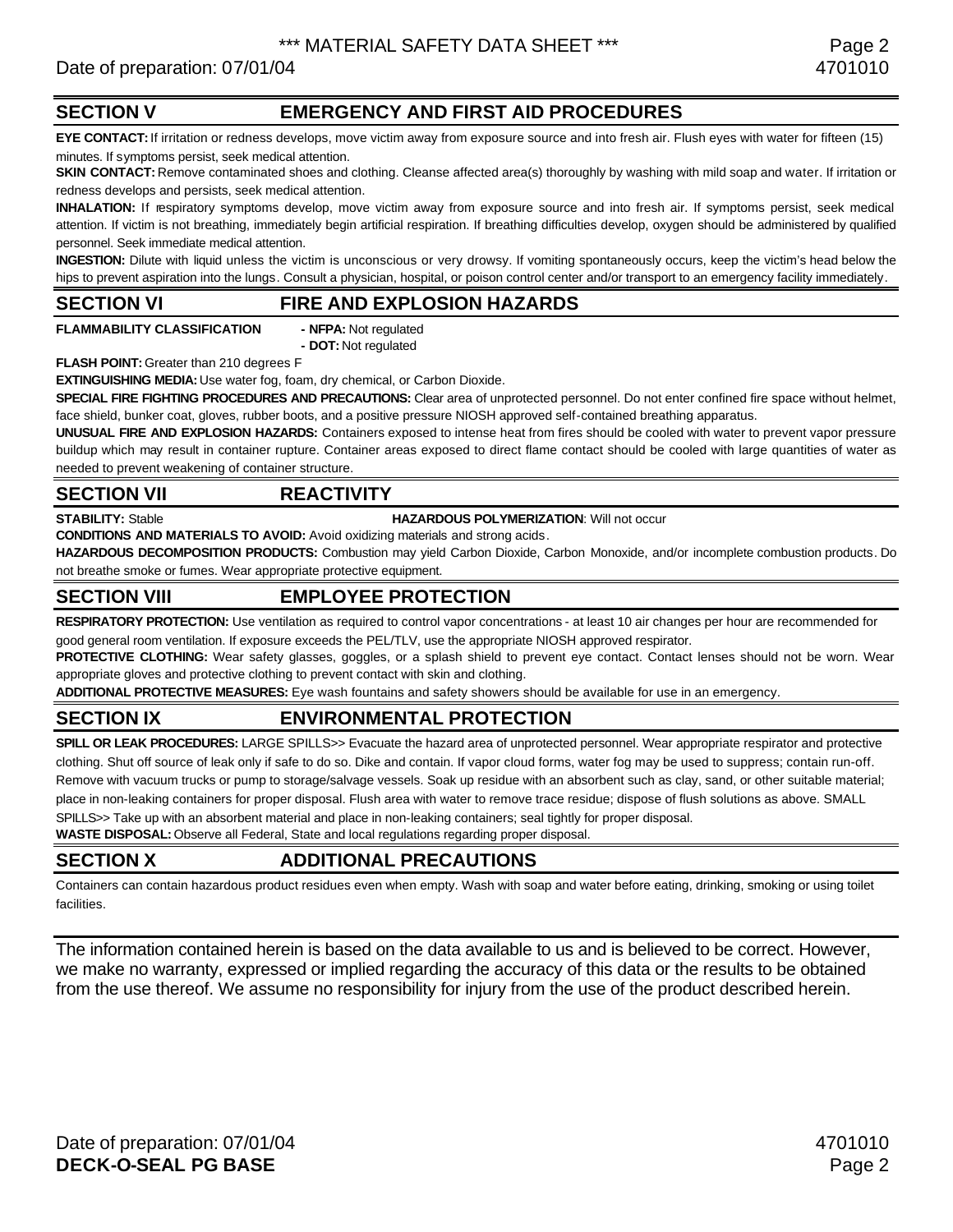## SECTION V EMERGENCY AND FIRST AID PROCEDURES

**EYE CONTACT:** If irritation or redness develops, move victim away from exposure source and into fresh air. Flush eyes with water for fifteen (15) minutes. If symptoms persist, seek medical attention.

**SKIN CONTACT:** Remove contaminated shoes and clothing. Cleanse affected area(s) thoroughly by washing with mild soap and water. If irritation or redness develops and persists, seek medical attention.

**INHALATION:** If respiratory symptoms develop, move victim away from exposure source and into fresh air. If symptoms persist, seek medical attention. If victim is not breathing, immediately begin artificial respiration. If breathing difficulties develop, oxygen should be administered by qualified personnel. Seek immediate medical attention.

**INGESTION:** Dilute with liquid unless the victim is unconscious or very drowsy. If vomiting spontaneously occurs, keep the victim's head below the hips to prevent aspiration into the lungs. Consult a physician, hospital, or poison control center and/or transport to an emergency facility immediately.

## SECTION VI FIRE AND EXPLOSION HAZARDS

**FLAMMABILITY CLASSIFICATION**
- **NFPA:** Not regulated
- **DOT:** Not regulated

**FLASH POINT:** Greater than 210 degrees F

**EXTINGUISHING MEDIA:** Use water fog, foam, dry chemical, or Carbon Dioxide.

**SPECIAL FIRE FIGHTING PROCEDURES AND PRECAUTIONS:** Clear area of unprotected personnel. Do not enter confined fire space without helmet, face shield, bunker coat, gloves, rubber boots, and a positive pressure NIOSH approved self-contained breathing apparatus.

**UNUSUAL FIRE AND EXPLOSION HAZARDS:** Containers exposed to intense heat from fires should be cooled with water to prevent vapor pressure buildup which may result in container rupture. Container areas exposed to direct flame contact should be cooled with large quantities of water as needed to prevent weakening of container structure.

## SECTION VII REACTIVITY

**STABILITY:** Stable **HAZARDOUS POLYMERIZATION**: Will not occur

**CONDITIONS AND MATERIALS TO AVOID:** Avoid oxidizing materials and strong acids.

**HAZARDOUS DECOMPOSITION PRODUCTS:** Combustion may yield Carbon Dioxide, Carbon Monoxide, and/or incomplete combustion products. Do not breathe smoke or fumes. Wear appropriate protective equipment.

## SECTION VIII EMPLOYEE PROTECTION

**RESPIRATORY PROTECTION:** Use ventilation as required to control vapor concentrations - at least 10 air changes per hour are recommended for good general room ventilation. If exposure exceeds the PEL/TLV, use the appropriate NIOSH approved respirator.

**PROTECTIVE CLOTHING:** Wear safety glasses, goggles, or a splash shield to prevent eye contact. Contact lenses should not be worn. Wear appropriate gloves and protective clothing to prevent contact with skin and clothing.

**ADDITIONAL PROTECTIVE MEASURES:** Eye wash fountains and safety showers should be available for use in an emergency.

## SECTION IX ENVIRONMENTAL PROTECTION

**SPILL OR LEAK PROCEDURES:** LARGE SPILLS>> Evacuate the hazard area of unprotected personnel. Wear appropriate respirator and protective clothing. Shut off source of leak only if safe to do so. Dike and contain. If vapor cloud forms, water fog may be used to suppress; contain run-off. Remove with vacuum trucks or pump to storage/salvage vessels. Soak up residue with an absorbent such as clay, sand, or other suitable material; place in non-leaking containers for proper disposal. Flush area with water to remove trace residue; dispose of flush solutions as above. SMALL SPILLS>> Take up with an absorbent material and place in non-leaking containers; seal tightly for proper disposal.

**WASTE DISPOSAL:** Observe all Federal, State and local regulations regarding proper disposal.

## SECTION X ADDITIONAL PRECAUTIONS

Containers can contain hazardous product residues even when empty. Wash with soap and water before eating, drinking, smoking or using toilet facilities.

The information contained herein is based on the data available to us and is believed to be correct. However, we make no warranty, expressed or implied regarding the accuracy of this data or the results to be obtained from the use thereof. We assume no responsibility for injury from the use of the product described herein.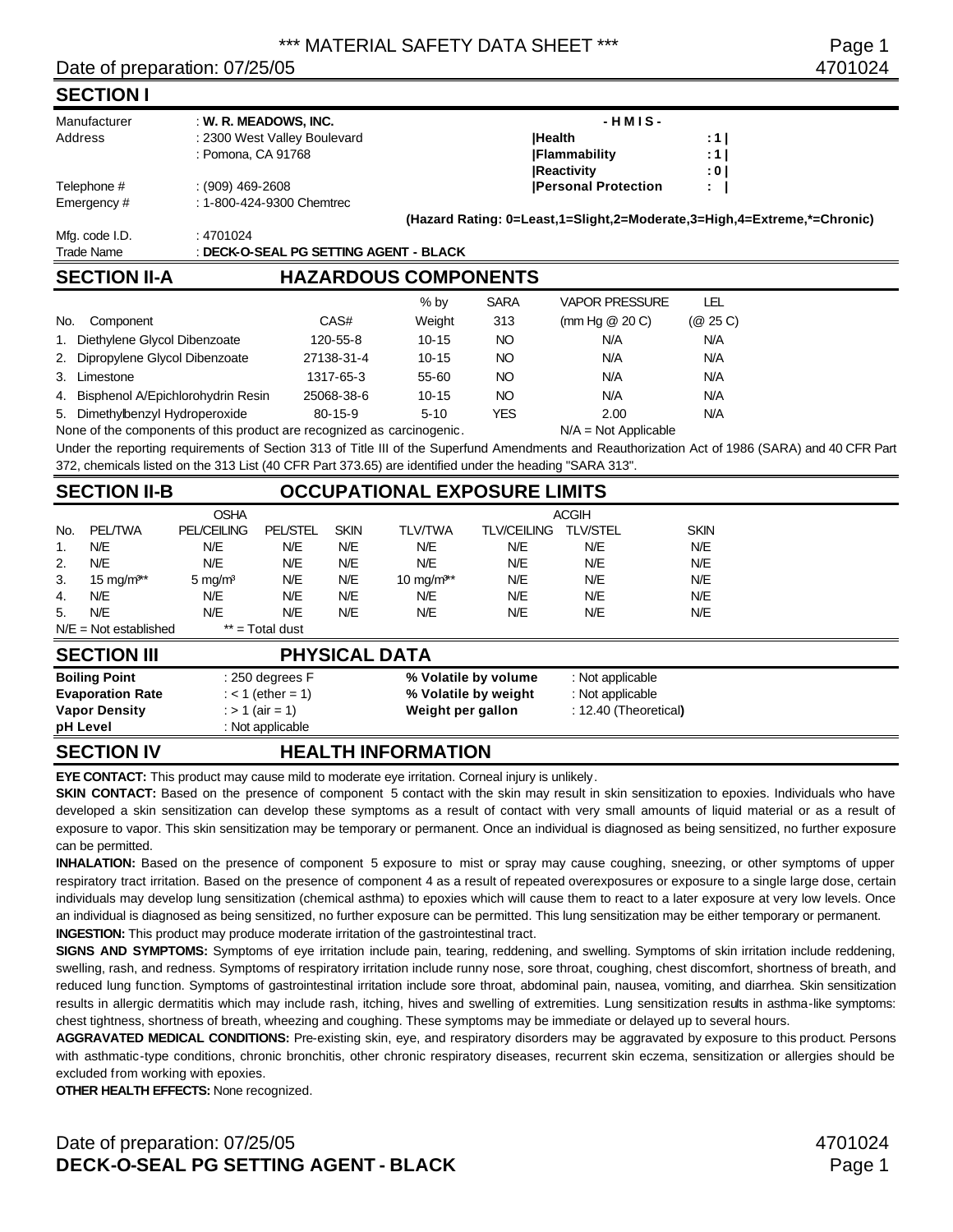\*\*\* MATERIAL SAFETY DATA SHEET \*\*\*

Date of preparation: 07/25/05

4701024

## SECTION I

| | | | |
|---|---|---|---|
| Manufacturer | : **W. R. MEADOWS, INC.** | **- H M I S -** | |
| Address | : 2300 West Valley Boulevard | **\|Health** | **: 1 \|** |
| | : Pomona, CA 91768 | **\|Flammability** | **: 1 \|** |
| | | **\|Reactivity** | **: 0 \|** |
| Telephone # | : (909) 469-2608 | **\|Personal Protection** | **: \|** |
| Emergency # | : 1-800-424-9300 Chemtrec | | |

**(Hazard Rating: 0=Least,1=Slight,2=Moderate,3=High,4=Extreme,*=Chronic)**

| | |
|---|---|
| Mfg. code I.D. | : 4701024 |
| Trade Name | : **DECK-O-SEAL PG SETTING AGENT - BLACK** |

## SECTION II-A HAZARDOUS COMPONENTS

| No. | Component | CAS# | % by Weight | SARA 313 | VAPOR PRESSURE (mm Hg @ 20 C) | LEL (@ 25 C) |
|---|---|---|---|---|---|---|
| 1. | Diethylene Glycol Dibenzoate | 120-55-8 | 10-15 | NO | N/A | N/A |
| 2. | Dipropylene Glycol Dibenzoate | 27138-31-4 | 10-15 | NO | N/A | N/A |
| 3. | Limestone | 1317-65-3 | 55-60 | NO | N/A | N/A |
| 4. | Bisphenol A/Epichlorohydrin Resin | 25068-38-6 | 10-15 | NO | N/A | N/A |
| 5. | Dimethylbenzyl Hydroperoxide | 80-15-9 | 5-10 | YES | 2.00 | N/A |

None of the components of this product are recognized as carcinogenic. N/A = Not Applicable

Under the reporting requirements of Section 313 of Title III of the Superfund Amendments and Reauthorization Act of 1986 (SARA) and 40 CFR Part 372, chemicals listed on the 313 List (40 CFR Part 373.65) are identified under the heading "SARA 313".

## SECTION II-B OCCUPATIONAL EXPOSURE LIMITS

| | OSHA | | | | ACGIH | | | |
|---|---|---|---|---|---|---|---|---|
| No. | PEL/TWA | PEL/CEILING | PEL/STEL | SKIN | TLV/TWA | TLV/CEILING | TLV/STEL | SKIN |
| 1. | N/E | N/E | N/E | N/E | N/E | N/E | N/E | N/E |
| 2. | N/E | N/E | N/E | N/E | N/E | N/E | N/E | N/E |
| 3. | 15 mg/m³** | 5 mg/m³ | N/E | N/E | 10 mg/m³** | N/E | N/E | N/E |
| 4. | N/E | N/E | N/E | N/E | N/E | N/E | N/E | N/E |
| 5. | N/E | N/E | N/E | N/E | N/E | N/E | N/E | N/E |

N/E = Not established  ** = Total dust

## SECTION III PHYSICAL DATA

| | | | |
|---|---|---|---|
| **Boiling Point** | : 250 degrees F | **% Volatile by volume** | : Not applicable |
| **Evaporation Rate** | : < 1 (ether = 1) | **% Volatile by weight** | : Not applicable |
| **Vapor Density** | : > 1 (air = 1) | **Weight per gallon** | : 12.40 (Theoretical) |
| **pH Level** | : Not applicable | | |

## SECTION IV HEALTH INFORMATION

**EYE CONTACT:** This product may cause mild to moderate eye irritation. Corneal injury is unlikely.

**SKIN CONTACT:** Based on the presence of component 5 contact with the skin may result in skin sensitization to epoxies. Individuals who have developed a skin sensitization can develop these symptoms as a result of contact with very small amounts of liquid material or as a result of exposure to vapor. This skin sensitization may be temporary or permanent. Once an individual is diagnosed as being sensitized, no further exposure can be permitted.

**INHALATION:** Based on the presence of component 5 exposure to mist or spray may cause coughing, sneezing, or other symptoms of upper respiratory tract irritation. Based on the presence of component 4 as a result of repeated overexposures or exposure to a single large dose, certain individuals may develop lung sensitization (chemical asthma) to epoxies which will cause them to react to a later exposure at very low levels. Once an individual is diagnosed as being sensitized, no further exposure can be permitted. This lung sensitization may be either temporary or permanent.

**INGESTION:** This product may produce moderate irritation of the gastrointestinal tract.

**SIGNS AND SYMPTOMS:** Symptoms of eye irritation include pain, tearing, reddening, and swelling. Symptoms of skin irritation include reddening, swelling, rash, and redness. Symptoms of respiratory irritation include runny nose, sore throat, coughing, chest discomfort, shortness of breath, and reduced lung function. Symptoms of gastrointestinal irritation include sore throat, abdominal pain, nausea, vomiting, and diarrhea. Skin sensitization results in allergic dermatitis which may include rash, itching, hives and swelling of extremities. Lung sensitization results in asthma-like symptoms: chest tightness, shortness of breath, wheezing and coughing. These symptoms may be immediate or delayed up to several hours.

**AGGRAVATED MEDICAL CONDITIONS:** Pre-existing skin, eye, and respiratory disorders may be aggravated by exposure to this product. Persons with asthmatic-type conditions, chronic bronchitis, other chronic respiratory diseases, recurrent skin eczema, sensitization or allergies should be excluded from working with epoxies.

**OTHER HEALTH EFFECTS:** None recognized.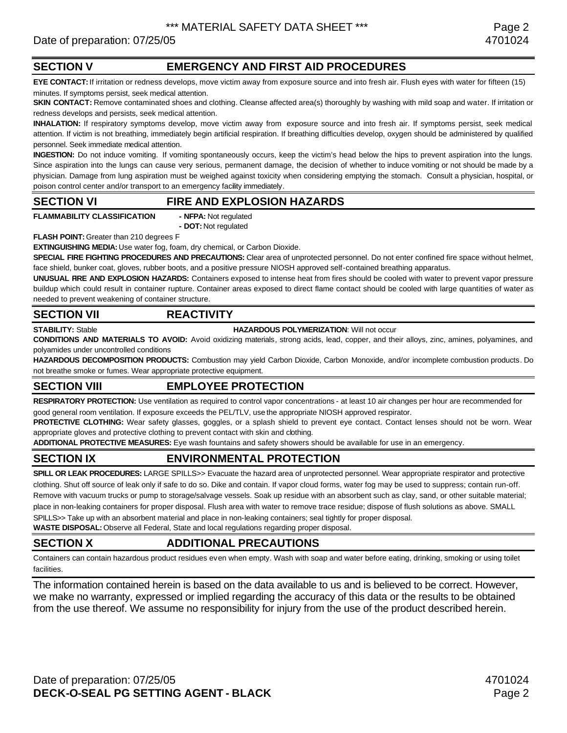## SECTION V EMERGENCY AND FIRST AID PROCEDURES

**EYE CONTACT:** If irritation or redness develops, move victim away from exposure source and into fresh air. Flush eyes with water for fifteen (15) minutes. If symptoms persist, seek medical attention.

**SKIN CONTACT:** Remove contaminated shoes and clothing. Cleanse affected area(s) thoroughly by washing with mild soap and water. If irritation or redness develops and persists, seek medical attention.

**INHALATION:** If respiratory symptoms develop, move victim away from exposure source and into fresh air. If symptoms persist, seek medical attention. If victim is not breathing, immediately begin artificial respiration. If breathing difficulties develop, oxygen should be administered by qualified personnel. Seek immediate medical attention.

**INGESTION:** Do not induce vomiting. If vomiting spontaneously occurs, keep the victim's head below the hips to prevent aspiration into the lungs. Since aspiration into the lungs can cause very serious, permanent damage, the decision of whether to induce vomiting or not should be made by a physician. Damage from lung aspiration must be weighed against toxicity when considering emptying the stomach. Consult a physician, hospital, or poison control center and/or transport to an emergency facility immediately.

## SECTION VI FIRE AND EXPLOSION HAZARDS

**FLAMMABILITY CLASSIFICATION**
- **NFPA:** Not regulated
- **DOT:** Not regulated

**FLASH POINT:** Greater than 210 degrees F

**EXTINGUISHING MEDIA:** Use water fog, foam, dry chemical, or Carbon Dioxide.

**SPECIAL FIRE FIGHTING PROCEDURES AND PRECAUTIONS:** Clear area of unprotected personnel. Do not enter confined fire space without helmet, face shield, bunker coat, gloves, rubber boots, and a positive pressure NIOSH approved self-contained breathing apparatus.

**UNUSUAL FIRE AND EXPLOSION HAZARDS:** Containers exposed to intense heat from fires should be cooled with water to prevent vapor pressure buildup which could result in container rupture. Container areas exposed to direct flame contact should be cooled with large quantities of water as needed to prevent weakening of container structure.

## SECTION VII REACTIVITY

**STABILITY:** Stable **HAZARDOUS POLYMERIZATION**: Will not occur

**CONDITIONS AND MATERIALS TO AVOID:** Avoid oxidizing materials, strong acids, lead, copper, and their alloys, zinc, amines, polyamines, and polyamides under uncontrolled conditions

**HAZARDOUS DECOMPOSITION PRODUCTS:** Combustion may yield Carbon Dioxide, Carbon Monoxide, and/or incomplete combustion products. Do not breathe smoke or fumes. Wear appropriate protective equipment.

## SECTION VIII EMPLOYEE PROTECTION

**RESPIRATORY PROTECTION:** Use ventilation as required to control vapor concentrations - at least 10 air changes per hour are recommended for good general room ventilation. If exposure exceeds the PEL/TLV, use the appropriate NIOSH approved respirator.

**PROTECTIVE CLOTHING:** Wear safety glasses, goggles, or a splash shield to prevent eye contact. Contact lenses should not be worn. Wear appropriate gloves and protective clothing to prevent contact with skin and clothing.

**ADDITIONAL PROTECTIVE MEASURES:** Eye wash fountains and safety showers should be available for use in an emergency.

## SECTION IX ENVIRONMENTAL PROTECTION

**SPILL OR LEAK PROCEDURES:** LARGE SPILLS>> Evacuate the hazard area of unprotected personnel. Wear appropriate respirator and protective clothing. Shut off source of leak only if safe to do so. Dike and contain. If vapor cloud forms, water fog may be used to suppress; contain run-off. Remove with vacuum trucks or pump to storage/salvage vessels. Soak up residue with an absorbent such as clay, sand, or other suitable material; place in non-leaking containers for proper disposal. Flush area with water to remove trace residue; dispose of flush solutions as above. SMALL SPILLS>> Take up with an absorbent material and place in non-leaking containers; seal tightly for proper disposal.

**WASTE DISPOSAL:** Observe all Federal, State and local regulations regarding proper disposal.

## SECTION X ADDITIONAL PRECAUTIONS

Containers can contain hazardous product residues even when empty. Wash with soap and water before eating, drinking, smoking or using toilet facilities.

The information contained herein is based on the data available to us and is believed to be correct. However, we make no warranty, expressed or implied regarding the accuracy of this data or the results to be obtained from the use thereof. We assume no responsibility for injury from the use of the product described herein.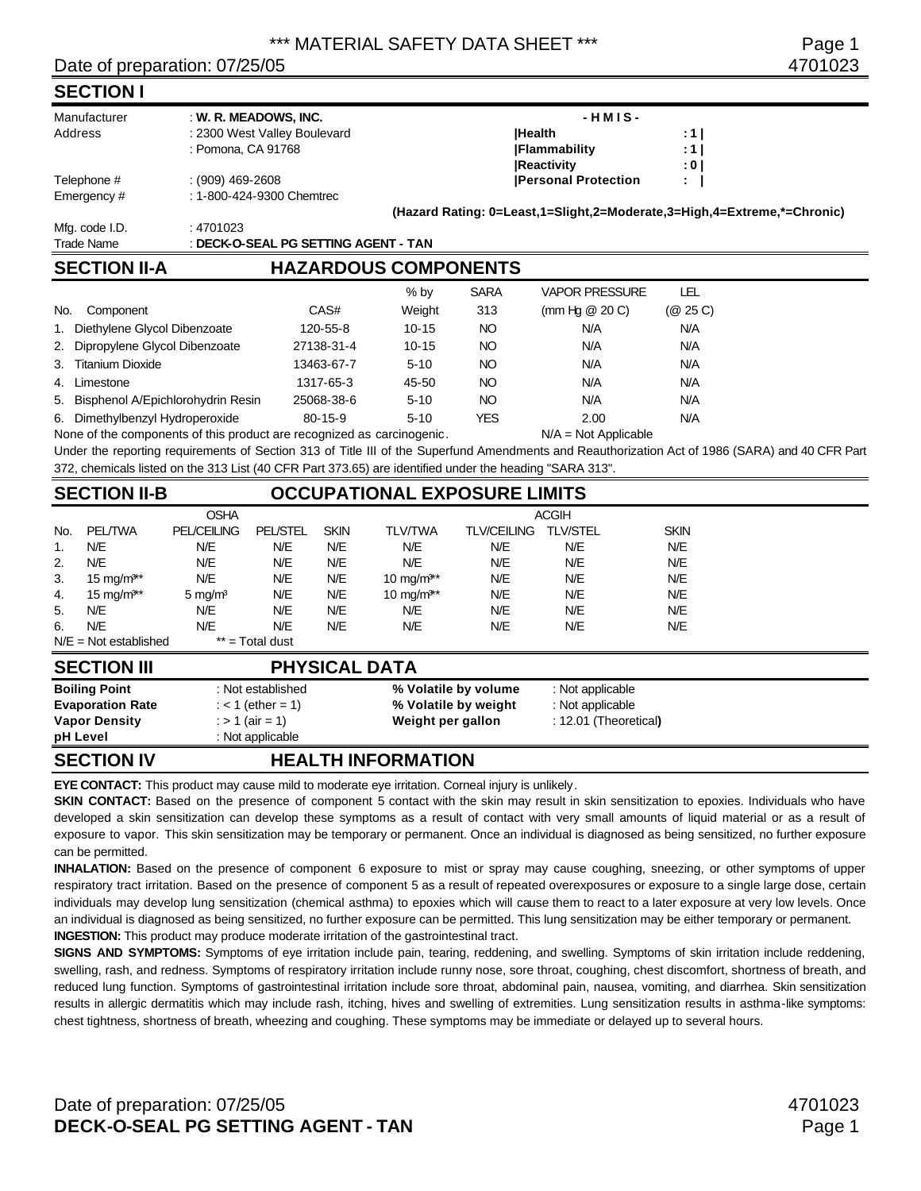# *** MATERIAL SAFETY DATA SHEET ***

Date of preparation: 07/25/05 4701023

## SECTION I

| | |
|---|---|
| Manufacturer | : **W. R. MEADOWS, INC.** |
| Address | : 2300 West Valley Boulevard |
| | : Pomona, CA 91768 |
| Telephone # | : (909) 469-2608 |
| Emergency # | : 1-800-424-9300 Chemtrec |
| Mfg. code I.D. | : 4701023 |
| Trade Name | : **DECK-O-SEAL PG SETTING AGENT - TAN** |

**- H M I S -**

| | |
|---|---|
| **Health** | **: 1** |
| **Flammability** | **: 1** |
| **Reactivity** | **: 0** |
| **Personal Protection** | **:** |

**(Hazard Rating: 0=Least,1=Slight,2=Moderate,3=High,4=Extreme,*=Chronic)**

## SECTION II-A HAZARDOUS COMPONENTS

| No. | Component | CAS# | % by Weight | SARA 313 | VAPOR PRESSURE (mm Hg @ 20 C) | LEL (@ 25 C) |
|---|---|---|---|---|---|---|
| 1. | Diethylene Glycol Dibenzoate | 120-55-8 | 10-15 | NO | N/A | N/A |
| 2. | Dipropylene Glycol Dibenzoate | 27138-31-4 | 10-15 | NO | N/A | N/A |
| 3. | Titanium Dioxide | 13463-67-7 | 5-10 | NO | N/A | N/A |
| 4. | Limestone | 1317-65-3 | 45-50 | NO | N/A | N/A |
| 5. | Bisphenol A/Epichlorohydrin Resin | 25068-38-6 | 5-10 | NO | N/A | N/A |
| 6. | Dimethylbenzyl Hydroperoxide | 80-15-9 | 5-10 | YES | 2.00 | N/A |

None of the components of this product are recognized as carcinogenic. N/A = Not Applicable

Under the reporting requirements of Section 313 of Title III of the Superfund Amendments and Reauthorization Act of 1986 (SARA) and 40 CFR Part 372, chemicals listed on the 313 List (40 CFR Part 373.65) are identified under the heading "SARA 313".

## SECTION II-B OCCUPATIONAL EXPOSURE LIMITS

| | OSHA | | | | ACGIH | | | |
|---|---|---|---|---|---|---|---|---|
| No. | PEL/TWA | PEL/CEILING | PEL/STEL | SKIN | TLV/TWA | TLV/CEILING | TLV/STEL | SKIN |
| 1. | N/E | N/E | N/E | N/E | N/E | N/E | N/E | N/E |
| 2. | N/E | N/E | N/E | N/E | N/E | N/E | N/E | N/E |
| 3. | 15 mg/m³** | N/E | N/E | N/E | 10 mg/m³** | N/E | N/E | N/E |
| 4. | 15 mg/m³** | 5 mg/m³ | N/E | N/E | 10 mg/m³** | N/E | N/E | N/E |
| 5. | N/E | N/E | N/E | N/E | N/E | N/E | N/E | N/E |
| 6. | N/E | N/E | N/E | N/E | N/E | N/E | N/E | N/E |

N/E = Not established ** = Total dust

## SECTION III PHYSICAL DATA

| | | | |
|---|---|---|---|
| **Boiling Point** | : Not established | **% Volatile by volume** | : Not applicable |
| **Evaporation Rate** | : < 1 (ether = 1) | **% Volatile by weight** | : Not applicable |
| **Vapor Density** | : > 1 (air = 1) | **Weight per gallon** | : 12.01 (Theoretical) |
| **pH Level** | : Not applicable | | |

## SECTION IV HEALTH INFORMATION

**EYE CONTACT:** This product may cause mild to moderate eye irritation. Corneal injury is unlikely.

**SKIN CONTACT:** Based on the presence of component 5 contact with the skin may result in skin sensitization to epoxies. Individuals who have developed a skin sensitization can develop these symptoms as a result of contact with very small amounts of liquid material or as a result of exposure to vapor. This skin sensitization may be temporary or permanent. Once an individual is diagnosed as being sensitized, no further exposure can be permitted.

**INHALATION:** Based on the presence of component 6 exposure to mist or spray may cause coughing, sneezing, or other symptoms of upper respiratory tract irritation. Based on the presence of component 5 as a result of repeated overexposures or exposure to a single large dose, certain individuals may develop lung sensitization (chemical asthma) to epoxies which will cause them to react to a later exposure at very low levels. Once an individual is diagnosed as being sensitized, no further exposure can be permitted. This lung sensitization may be either temporary or permanent.

**INGESTION:** This product may produce moderate irritation of the gastrointestinal tract.

**SIGNS AND SYMPTOMS:** Symptoms of eye irritation include pain, tearing, reddening, and swelling. Symptoms of skin irritation include reddening, swelling, rash, and redness. Symptoms of respiratory irritation include runny nose, sore throat, coughing, chest discomfort, shortness of breath, and reduced lung function. Symptoms of gastrointestinal irritation include sore throat, abdominal pain, nausea, vomiting, and diarrhea. Skin sensitization results in allergic dermatitis which may include rash, itching, hives and swelling of extremities. Lung sensitization results in asthma-like symptoms: chest tightness, shortness of breath, wheezing and coughing. These symptoms may be immediate or delayed up to several hours.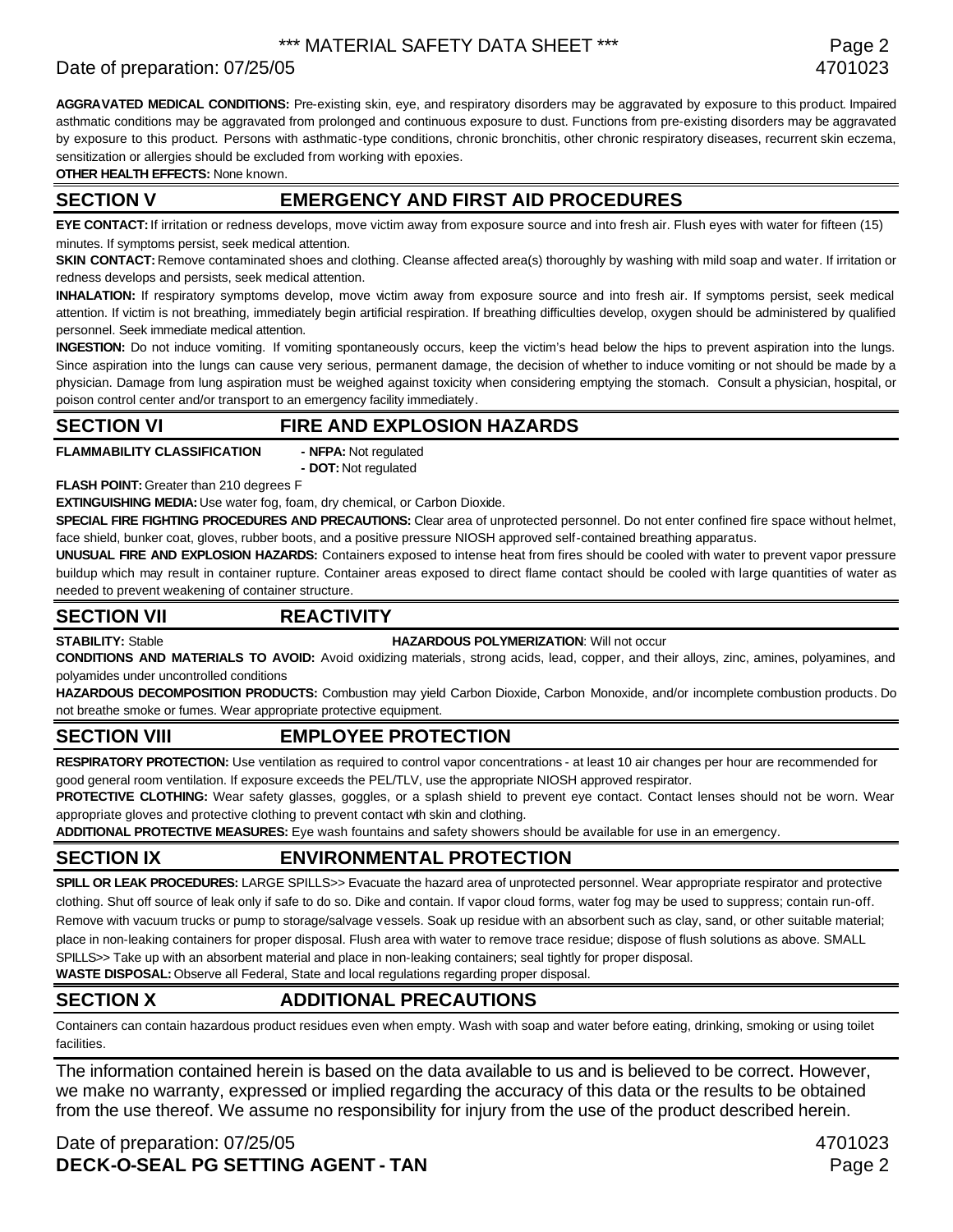**AGGRAVATED MEDICAL CONDITIONS:** Pre-existing skin, eye, and respiratory disorders may be aggravated by exposure to this product. Impaired asthmatic conditions may be aggravated from prolonged and continuous exposure to dust. Functions from pre-existing disorders may be aggravated by exposure to this product. Persons with asthmatic-type conditions, chronic bronchitis, other chronic respiratory diseases, recurrent skin eczema, sensitization or allergies should be excluded from working with epoxies.

**OTHER HEALTH EFFECTS:** None known.

## SECTION V EMERGENCY AND FIRST AID PROCEDURES

**EYE CONTACT:** If irritation or redness develops, move victim away from exposure source and into fresh air. Flush eyes with water for fifteen (15) minutes. If symptoms persist, seek medical attention.

**SKIN CONTACT:** Remove contaminated shoes and clothing. Cleanse affected area(s) thoroughly by washing with mild soap and water. If irritation or redness develops and persists, seek medical attention.

**INHALATION:** If respiratory symptoms develop, move victim away from exposure source and into fresh air. If symptoms persist, seek medical attention. If victim is not breathing, immediately begin artificial respiration. If breathing difficulties develop, oxygen should be administered by qualified personnel. Seek immediate medical attention.

**INGESTION:** Do not induce vomiting. If vomiting spontaneously occurs, keep the victim's head below the hips to prevent aspiration into the lungs. Since aspiration into the lungs can cause very serious, permanent damage, the decision of whether to induce vomiting or not should be made by a physician. Damage from lung aspiration must be weighed against toxicity when considering emptying the stomach. Consult a physician, hospital, or poison control center and/or transport to an emergency facility immediately.

## SECTION VI FIRE AND EXPLOSION HAZARDS

**FLAMMABILITY CLASSIFICATION** - **NFPA:** Not regulated
- **DOT:** Not regulated

**FLASH POINT:** Greater than 210 degrees F

**EXTINGUISHING MEDIA:** Use water fog, foam, dry chemical, or Carbon Dioxide.

**SPECIAL FIRE FIGHTING PROCEDURES AND PRECAUTIONS:** Clear area of unprotected personnel. Do not enter confined fire space without helmet, face shield, bunker coat, gloves, rubber boots, and a positive pressure NIOSH approved self-contained breathing apparatus.

**UNUSUAL FIRE AND EXPLOSION HAZARDS:** Containers exposed to intense heat from fires should be cooled with water to prevent vapor pressure buildup which may result in container rupture. Container areas exposed to direct flame contact should be cooled with large quantities of water as needed to prevent weakening of container structure.

## SECTION VII REACTIVITY

**STABILITY:** Stable **HAZARDOUS POLYMERIZATION**: Will not occur

**CONDITIONS AND MATERIALS TO AVOID:** Avoid oxidizing materials, strong acids, lead, copper, and their alloys, zinc, amines, polyamines, and polyamides under uncontrolled conditions

**HAZARDOUS DECOMPOSITION PRODUCTS:** Combustion may yield Carbon Dioxide, Carbon Monoxide, and/or incomplete combustion products. Do not breathe smoke or fumes. Wear appropriate protective equipment.

## SECTION VIII EMPLOYEE PROTECTION

**RESPIRATORY PROTECTION:** Use ventilation as required to control vapor concentrations - at least 10 air changes per hour are recommended for good general room ventilation. If exposure exceeds the PEL/TLV, use the appropriate NIOSH approved respirator.

**PROTECTIVE CLOTHING:** Wear safety glasses, goggles, or a splash shield to prevent eye contact. Contact lenses should not be worn. Wear appropriate gloves and protective clothing to prevent contact with skin and clothing.

**ADDITIONAL PROTECTIVE MEASURES:** Eye wash fountains and safety showers should be available for use in an emergency.

## SECTION IX ENVIRONMENTAL PROTECTION

**SPILL OR LEAK PROCEDURES:** LARGE SPILLS>> Evacuate the hazard area of unprotected personnel. Wear appropriate respirator and protective clothing. Shut off source of leak only if safe to do so. Dike and contain. If vapor cloud forms, water fog may be used to suppress; contain run-off. Remove with vacuum trucks or pump to storage/salvage vessels. Soak up residue with an absorbent such as clay, sand, or other suitable material; place in non-leaking containers for proper disposal. Flush area with water to remove trace residue; dispose of flush solutions as above. SMALL SPILLS>> Take up with an absorbent material and place in non-leaking containers; seal tightly for proper disposal.

**WASTE DISPOSAL:** Observe all Federal, State and local regulations regarding proper disposal.

## SECTION X ADDITIONAL PRECAUTIONS

Containers can contain hazardous product residues even when empty. Wash with soap and water before eating, drinking, smoking or using toilet facilities.

The information contained herein is based on the data available to us and is believed to be correct. However, we make no warranty, expressed or implied regarding the accuracy of this data or the results to be obtained from the use thereof. We assume no responsibility for injury from the use of the product described herein.

Date of preparation: 07/25/05 4701023

**DECK-O-SEAL PG SETTING AGENT - TAN**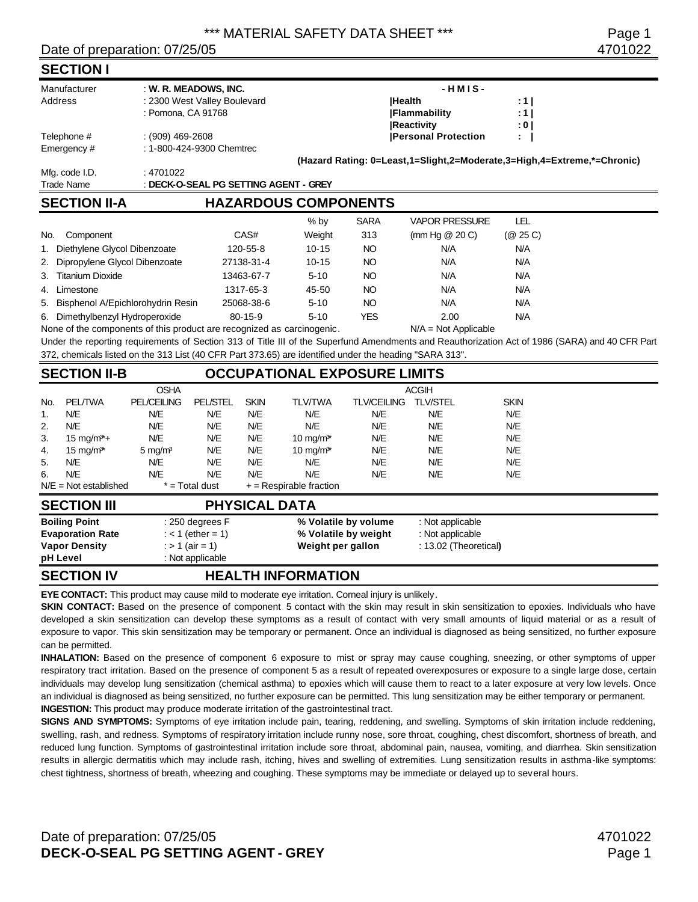# *** MATERIAL SAFETY DATA SHEET ***

Date of preparation: 07/25/05 4701022

## SECTION I

| | | | |
|---|---|---|---|
| Manufacturer | : **W. R. MEADOWS, INC.** | **- H M I S -** | |
| Address | : 2300 West Valley Boulevard | **Health** | **: 1** |
| | : Pomona, CA 91768 | **Flammability** | **: 1** |
| | | **Reactivity** | **: 0** |
| Telephone # | : (909) 469-2608 | **Personal Protection** | **:** |
| Emergency # | : 1-800-424-9300 Chemtrec | | |

**(Hazard Rating: 0=Least,1=Slight,2=Moderate,3=High,4=Extreme,*=Chronic)**

Mfg. code I.D. : 4701022
Trade Name : **DECK-O-SEAL PG SETTING AGENT - GREY**

## SECTION II-A HAZARDOUS COMPONENTS

| No. | Component | CAS# | % by Weight | SARA 313 | VAPOR PRESSURE (mm Hg @ 20 C) | LEL (@ 25 C) |
|---|---|---|---|---|---|---|
| 1. | Diethylene Glycol Dibenzoate | 120-55-8 | 10-15 | NO | N/A | N/A |
| 2. | Dipropylene Glycol Dibenzoate | 27138-31-4 | 10-15 | NO | N/A | N/A |
| 3. | Titanium Dioxide | 13463-67-7 | 5-10 | NO | N/A | N/A |
| 4. | Limestone | 1317-65-3 | 45-50 | NO | N/A | N/A |
| 5. | Bisphenol A/Epichlorohydrin Resin | 25068-38-6 | 5-10 | NO | N/A | N/A |
| 6. | Dimethylbenzyl Hydroperoxide | 80-15-9 | 5-10 | YES | 2.00 | N/A |

None of the components of this product are recognized as carcinogenic. N/A = Not Applicable

Under the reporting requirements of Section 313 of Title III of the Superfund Amendments and Reauthorization Act of 1986 (SARA) and 40 CFR Part 372, chemicals listed on the 313 List (40 CFR Part 373.65) are identified under the heading "SARA 313".

## SECTION II-B OCCUPATIONAL EXPOSURE LIMITS

| | OSHA | | | | ACGIH | | | |
|---|---|---|---|---|---|---|---|---|
| No. | PEL/TWA | PEL/CEILING | PEL/STEL | SKIN | TLV/TWA | TLV/CEILING | TLV/STEL | SKIN |
| 1. | N/E | N/E | N/E | N/E | N/E | N/E | N/E | N/E |
| 2. | N/E | N/E | N/E | N/E | N/E | N/E | N/E | N/E |
| 3. | 15 mg/m³*+ | N/E | N/E | N/E | 10 mg/m³* | N/E | N/E | N/E |
| 4. | 15 mg/m³* | 5 mg/m³ | N/E | N/E | 10 mg/m³* | N/E | N/E | N/E |
| 5. | N/E | N/E | N/E | N/E | N/E | N/E | N/E | N/E |
| 6. | N/E | N/E | N/E | N/E | N/E | N/E | N/E | N/E |

N/E = Not established * = Total dust + = Respirable fraction

## SECTION III PHYSICAL DATA

| | | | |
|---|---|---|---|
| **Boiling Point** | : 250 degrees F | **% Volatile by volume** | : Not applicable |
| **Evaporation Rate** | : < 1 (ether = 1) | **% Volatile by weight** | : Not applicable |
| **Vapor Density** | : > 1 (air = 1) | **Weight per gallon** | : 13.02 (Theoretical) |
| **pH Level** | : Not applicable | | |

## SECTION IV HEALTH INFORMATION

**EYE CONTACT:** This product may cause mild to moderate eye irritation. Corneal injury is unlikely.

**SKIN CONTACT:** Based on the presence of component 5 contact with the skin may result in skin sensitization to epoxies. Individuals who have developed a skin sensitization can develop these symptoms as a result of contact with very small amounts of liquid material or as a result of exposure to vapor. This skin sensitization may be temporary or permanent. Once an individual is diagnosed as being sensitized, no further exposure can be permitted.

**INHALATION:** Based on the presence of component 6 exposure to mist or spray may cause coughing, sneezing, or other symptoms of upper respiratory tract irritation. Based on the presence of component 5 as a result of repeated overexposures or exposure to a single large dose, certain individuals may develop lung sensitization (chemical asthma) to epoxies which will cause them to react to a later exposure at very low levels. Once an individual is diagnosed as being sensitized, no further exposure can be permitted. This lung sensitization may be either temporary or permanent.

**INGESTION:** This product may produce moderate irritation of the gastrointestinal tract.

**SIGNS AND SYMPTOMS:** Symptoms of eye irritation include pain, tearing, reddening, and swelling. Symptoms of skin irritation include reddening, swelling, rash, and redness. Symptoms of respiratory irritation include runny nose, sore throat, coughing, chest discomfort, shortness of breath, and reduced lung function. Symptoms of gastrointestinal irritation include sore throat, abdominal pain, nausea, vomiting, and diarrhea. Skin sensitization results in allergic dermatitis which may include rash, itching, hives and swelling of extremities. Lung sensitization results in asthma-like symptoms: chest tightness, shortness of breath, wheezing and coughing. These symptoms may be immediate or delayed up to several hours.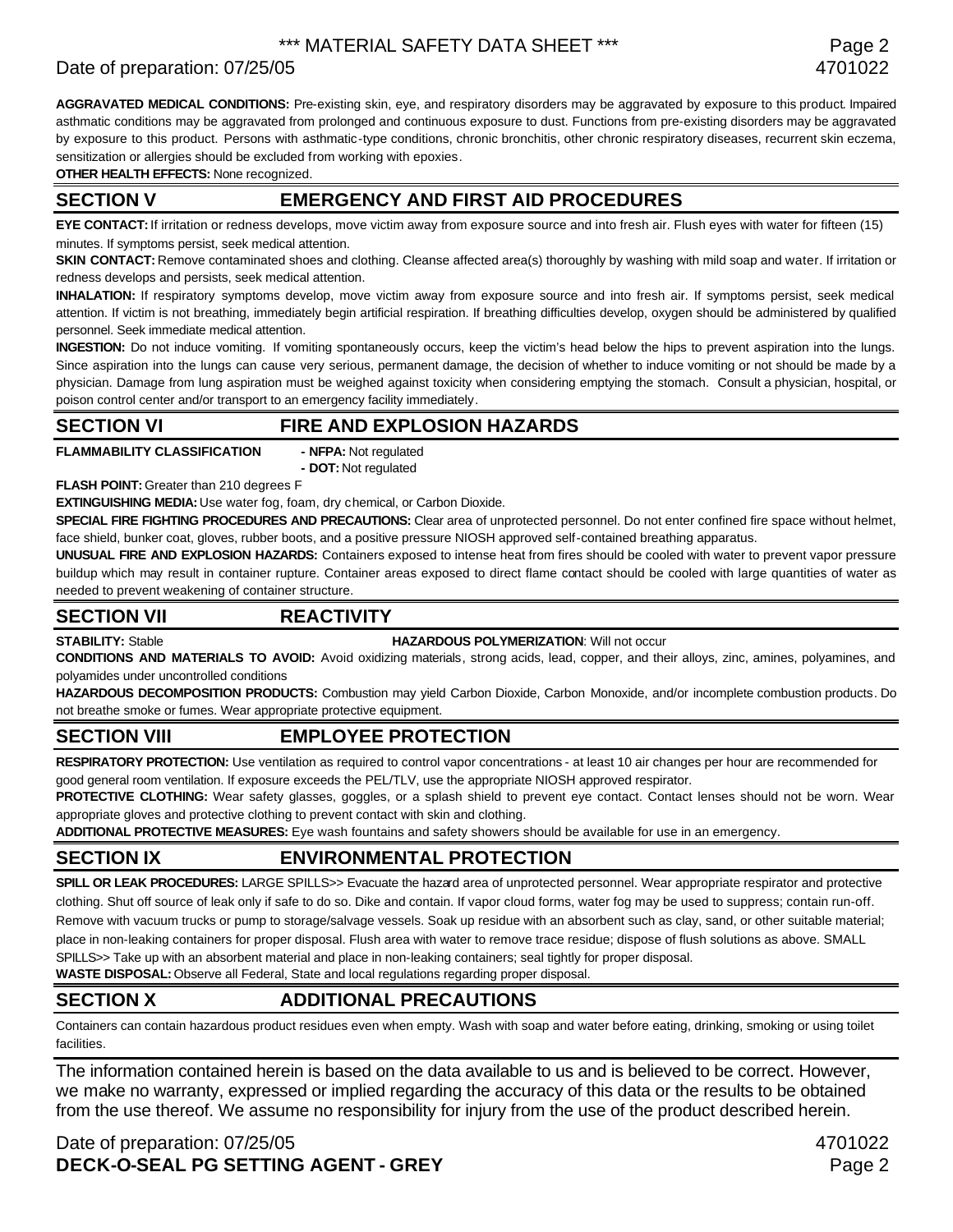**AGGRAVATED MEDICAL CONDITIONS:** Pre-existing skin, eye, and respiratory disorders may be aggravated by exposure to this product. Impaired asthmatic conditions may be aggravated from prolonged and continuous exposure to dust. Functions from pre-existing disorders may be aggravated by exposure to this product. Persons with asthmatic-type conditions, chronic bronchitis, other chronic respiratory diseases, recurrent skin eczema, sensitization or allergies should be excluded from working with epoxies.

**OTHER HEALTH EFFECTS:** None recognized.

## SECTION V EMERGENCY AND FIRST AID PROCEDURES

**EYE CONTACT:** If irritation or redness develops, move victim away from exposure source and into fresh air. Flush eyes with water for fifteen (15) minutes. If symptoms persist, seek medical attention.

**SKIN CONTACT:** Remove contaminated shoes and clothing. Cleanse affected area(s) thoroughly by washing with mild soap and water. If irritation or redness develops and persists, seek medical attention.

**INHALATION:** If respiratory symptoms develop, move victim away from exposure source and into fresh air. If symptoms persist, seek medical attention. If victim is not breathing, immediately begin artificial respiration. If breathing difficulties develop, oxygen should be administered by qualified personnel. Seek immediate medical attention.

**INGESTION:** Do not induce vomiting. If vomiting spontaneously occurs, keep the victim's head below the hips to prevent aspiration into the lungs. Since aspiration into the lungs can cause very serious, permanent damage, the decision of whether to induce vomiting or not should be made by a physician. Damage from lung aspiration must be weighed against toxicity when considering emptying the stomach. Consult a physician, hospital, or poison control center and/or transport to an emergency facility immediately.

## SECTION VI FIRE AND EXPLOSION HAZARDS

**FLAMMABILITY CLASSIFICATION** - **NFPA:** Not regulated
- **DOT:** Not regulated

**FLASH POINT:** Greater than 210 degrees F

**EXTINGUISHING MEDIA:** Use water fog, foam, dry chemical, or Carbon Dioxide.

**SPECIAL FIRE FIGHTING PROCEDURES AND PRECAUTIONS:** Clear area of unprotected personnel. Do not enter confined fire space without helmet, face shield, bunker coat, gloves, rubber boots, and a positive pressure NIOSH approved self-contained breathing apparatus.

**UNUSUAL FIRE AND EXPLOSION HAZARDS:** Containers exposed to intense heat from fires should be cooled with water to prevent vapor pressure buildup which may result in container rupture. Container areas exposed to direct flame contact should be cooled with large quantities of water as needed to prevent weakening of container structure.

## SECTION VII REACTIVITY

**STABILITY:** Stable **HAZARDOUS POLYMERIZATION**: Will not occur

**CONDITIONS AND MATERIALS TO AVOID:** Avoid oxidizing materials, strong acids, lead, copper, and their alloys, zinc, amines, polyamines, and polyamides under uncontrolled conditions

**HAZARDOUS DECOMPOSITION PRODUCTS:** Combustion may yield Carbon Dioxide, Carbon Monoxide, and/or incomplete combustion products. Do not breathe smoke or fumes. Wear appropriate protective equipment.

## SECTION VIII EMPLOYEE PROTECTION

**RESPIRATORY PROTECTION:** Use ventilation as required to control vapor concentrations - at least 10 air changes per hour are recommended for good general room ventilation. If exposure exceeds the PEL/TLV, use the appropriate NIOSH approved respirator.

**PROTECTIVE CLOTHING:** Wear safety glasses, goggles, or a splash shield to prevent eye contact. Contact lenses should not be worn. Wear appropriate gloves and protective clothing to prevent contact with skin and clothing.

**ADDITIONAL PROTECTIVE MEASURES:** Eye wash fountains and safety showers should be available for use in an emergency.

## SECTION IX ENVIRONMENTAL PROTECTION

**SPILL OR LEAK PROCEDURES:** LARGE SPILLS>> Evacuate the hazard area of unprotected personnel. Wear appropriate respirator and protective clothing. Shut off source of leak only if safe to do so. Dike and contain. If vapor cloud forms, water fog may be used to suppress; contain run-off. Remove with vacuum trucks or pump to storage/salvage vessels. Soak up residue with an absorbent such as clay, sand, or other suitable material; place in non-leaking containers for proper disposal. Flush area with water to remove trace residue; dispose of flush solutions as above. SMALL SPILLS>> Take up with an absorbent material and place in non-leaking containers; seal tightly for proper disposal.

**WASTE DISPOSAL:** Observe all Federal, State and local regulations regarding proper disposal.

## SECTION X ADDITIONAL PRECAUTIONS

Containers can contain hazardous product residues even when empty. Wash with soap and water before eating, drinking, smoking or using toilet facilities.

The information contained herein is based on the data available to us and is believed to be correct. However, we make no warranty, expressed or implied regarding the accuracy of this data or the results to be obtained from the use thereof. We assume no responsibility for injury from the use of the product described herein.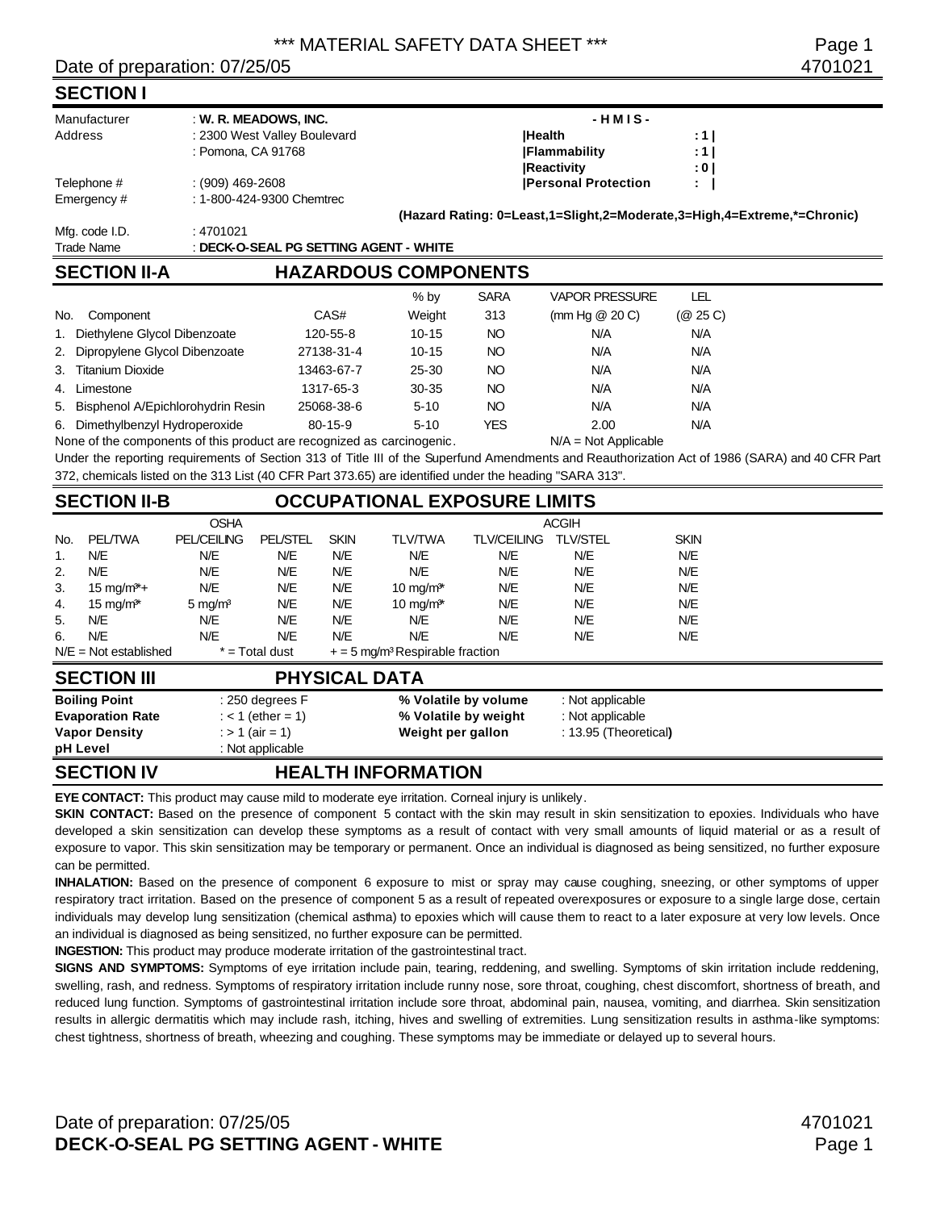*** MATERIAL SAFETY DATA SHEET ***

Date of preparation: 07/25/05 4701021

## SECTION I

| | | | |
|---|---|---|---|
| Manufacturer | : **W. R. MEADOWS, INC.** | **- H M I S -** | |
| Address | : 2300 West Valley Boulevard | **\|Health** | **: 1 \|** |
| | : Pomona, CA 91768 | **\|Flammability** | **: 1 \|** |
| | | **\|Reactivity** | **: 0 \|** |
| Telephone # | : (909) 469-2608 | **\|Personal Protection** | **: \|** |
| Emergency # | : 1-800-424-9300 Chemtrec | | |

**(Hazard Rating: 0=Least,1=Slight,2=Moderate,3=High,4=Extreme,*=Chronic)**

Mfg. code I.D. : 4701021

Trade Name : **DECK-O-SEAL PG SETTING AGENT - WHITE**

## SECTION II-A HAZARDOUS COMPONENTS

| No. | Component | CAS# | % by Weight | SARA 313 | VAPOR PRESSURE (mm Hg @ 20 C) | LEL (@ 25 C) |
|---|---|---|---|---|---|---|
| 1. | Diethylene Glycol Dibenzoate | 120-55-8 | 10-15 | NO | N/A | N/A |
| 2. | Dipropylene Glycol Dibenzoate | 27138-31-4 | 10-15 | NO | N/A | N/A |
| 3. | Titanium Dioxide | 13463-67-7 | 25-30 | NO | N/A | N/A |
| 4. | Limestone | 1317-65-3 | 30-35 | NO | N/A | N/A |
| 5. | Bisphenol A/Epichlorohydrin Resin | 25068-38-6 | 5-10 | NO | N/A | N/A |
| 6. | Dimethylbenzyl Hydroperoxide | 80-15-9 | 5-10 | YES | 2.00 | N/A |

None of the components of this product are recognized as carcinogenic. N/A = Not Applicable

Under the reporting requirements of Section 313 of Title III of the Superfund Amendments and Reauthorization Act of 1986 (SARA) and 40 CFR Part 372, chemicals listed on the 313 List (40 CFR Part 373.65) are identified under the heading "SARA 313".

## SECTION II-B OCCUPATIONAL EXPOSURE LIMITS

| | OSHA | | | | ACGIH | | | |
|---|---|---|---|---|---|---|---|---|
| No. | PEL/TWA | PEL/CEILING | PEL/STEL | SKIN | TLV/TWA | TLV/CEILING | TLV/STEL | SKIN |
| 1. | N/E | N/E | N/E | N/E | N/E | N/E | N/E | N/E |
| 2. | N/E | N/E | N/E | N/E | N/E | N/E | N/E | N/E |
| 3. | 15 mg/m³*+ | N/E | N/E | N/E | 10 mg/m³* | N/E | N/E | N/E |
| 4. | 15 mg/m³* | 5 mg/m³ | N/E | N/E | 10 mg/m³* | N/E | N/E | N/E |
| 5. | N/E | N/E | N/E | N/E | N/E | N/E | N/E | N/E |
| 6. | N/E | N/E | N/E | N/E | N/E | N/E | N/E | N/E |

N/E = Not established * = Total dust + = 5 mg/m³ Respirable fraction

## SECTION III PHYSICAL DATA

| | | | |
|---|---|---|---|
| **Boiling Point** | : 250 degrees F | **% Volatile by volume** | : Not applicable |
| **Evaporation Rate** | : < 1 (ether = 1) | **% Volatile by weight** | : Not applicable |
| **Vapor Density** | : > 1 (air = 1) | **Weight per gallon** | : 13.95 (Theoretical) |
| **pH Level** | : Not applicable | | |

## SECTION IV HEALTH INFORMATION

**EYE CONTACT:** This product may cause mild to moderate eye irritation. Corneal injury is unlikely.

**SKIN CONTACT:** Based on the presence of component 5 contact with the skin may result in skin sensitization to epoxies. Individuals who have developed a skin sensitization can develop these symptoms as a result of contact with very small amounts of liquid material or as a result of exposure to vapor. This skin sensitization may be temporary or permanent. Once an individual is diagnosed as being sensitized, no further exposure can be permitted.

**INHALATION:** Based on the presence of component 6 exposure to mist or spray may cause coughing, sneezing, or other symptoms of upper respiratory tract irritation. Based on the presence of component 5 as a result of repeated overexposures or exposure to a single large dose, certain individuals may develop lung sensitization (chemical asthma) to epoxies which will cause them to react to a later exposure at very low levels. Once an individual is diagnosed as being sensitized, no further exposure can be permitted.

**INGESTION:** This product may produce moderate irritation of the gastrointestinal tract.

**SIGNS AND SYMPTOMS:** Symptoms of eye irritation include pain, tearing, reddening, and swelling. Symptoms of skin irritation include reddening, swelling, rash, and redness. Symptoms of respiratory irritation include runny nose, sore throat, coughing, chest discomfort, shortness of breath, and reduced lung function. Symptoms of gastrointestinal irritation include sore throat, abdominal pain, nausea, vomiting, and diarrhea. Skin sensitization results in allergic dermatitis which may include rash, itching, hives and swelling of extremities. Lung sensitization results in asthma-like symptoms: chest tightness, shortness of breath, wheezing and coughing. These symptoms may be immediate or delayed up to several hours.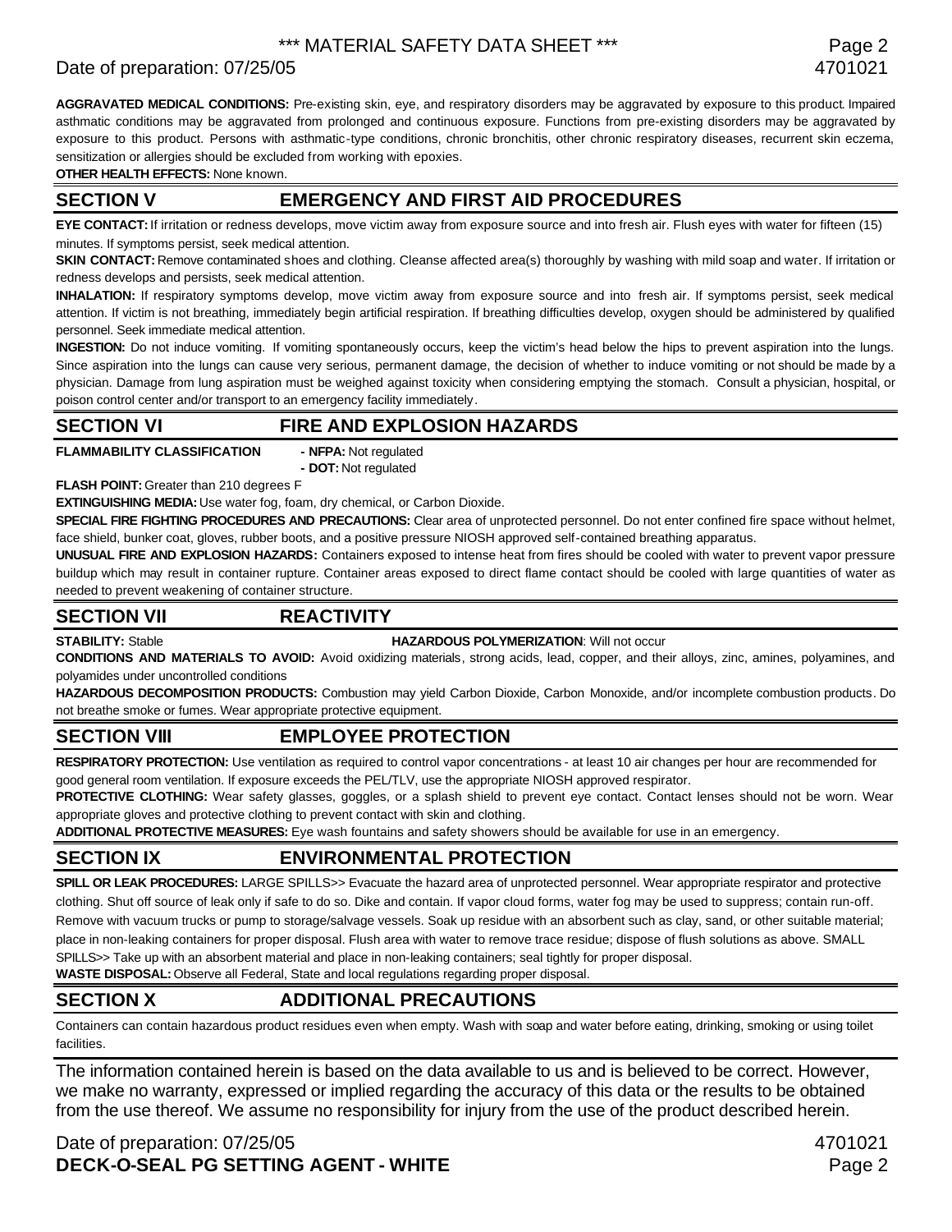**AGGRAVATED MEDICAL CONDITIONS:** Pre-existing skin, eye, and respiratory disorders may be aggravated by exposure to this product. Impaired asthmatic conditions may be aggravated from prolonged and continuous exposure. Functions from pre-existing disorders may be aggravated by exposure to this product. Persons with asthmatic-type conditions, chronic bronchitis, other chronic respiratory diseases, recurrent skin eczema, sensitization or allergies should be excluded from working with epoxies.

**OTHER HEALTH EFFECTS:** None known.

## SECTION V EMERGENCY AND FIRST AID PROCEDURES

**EYE CONTACT:** If irritation or redness develops, move victim away from exposure source and into fresh air. Flush eyes with water for fifteen (15) minutes. If symptoms persist, seek medical attention.

**SKIN CONTACT:** Remove contaminated shoes and clothing. Cleanse affected area(s) thoroughly by washing with mild soap and water. If irritation or redness develops and persists, seek medical attention.

**INHALATION:** If respiratory symptoms develop, move victim away from exposure source and into fresh air. If symptoms persist, seek medical attention. If victim is not breathing, immediately begin artificial respiration. If breathing difficulties develop, oxygen should be administered by qualified personnel. Seek immediate medical attention.

**INGESTION:** Do not induce vomiting. If vomiting spontaneously occurs, keep the victim's head below the hips to prevent aspiration into the lungs. Since aspiration into the lungs can cause very serious, permanent damage, the decision of whether to induce vomiting or not should be made by a physician. Damage from lung aspiration must be weighed against toxicity when considering emptying the stomach. Consult a physician, hospital, or poison control center and/or transport to an emergency facility immediately.

## SECTION VI FIRE AND EXPLOSION HAZARDS

**FLAMMABILITY CLASSIFICATION** - **NFPA:** Not regulated
- **DOT:** Not regulated

**FLASH POINT:** Greater than 210 degrees F

**EXTINGUISHING MEDIA:** Use water fog, foam, dry chemical, or Carbon Dioxide.

**SPECIAL FIRE FIGHTING PROCEDURES AND PRECAUTIONS:** Clear area of unprotected personnel. Do not enter confined fire space without helmet, face shield, bunker coat, gloves, rubber boots, and a positive pressure NIOSH approved self-contained breathing apparatus.

**UNUSUAL FIRE AND EXPLOSION HAZARDS:** Containers exposed to intense heat from fires should be cooled with water to prevent vapor pressure buildup which may result in container rupture. Container areas exposed to direct flame contact should be cooled with large quantities of water as needed to prevent weakening of container structure.

## SECTION VII REACTIVITY

**STABILITY:** Stable **HAZARDOUS POLYMERIZATION**: Will not occur

**CONDITIONS AND MATERIALS TO AVOID:** Avoid oxidizing materials, strong acids, lead, copper, and their alloys, zinc, amines, polyamines, and polyamides under uncontrolled conditions

**HAZARDOUS DECOMPOSITION PRODUCTS:** Combustion may yield Carbon Dioxide, Carbon Monoxide, and/or incomplete combustion products. Do not breathe smoke or fumes. Wear appropriate protective equipment.

## SECTION VIII EMPLOYEE PROTECTION

**RESPIRATORY PROTECTION:** Use ventilation as required to control vapor concentrations - at least 10 air changes per hour are recommended for good general room ventilation. If exposure exceeds the PEL/TLV, use the appropriate NIOSH approved respirator.

**PROTECTIVE CLOTHING:** Wear safety glasses, goggles, or a splash shield to prevent eye contact. Contact lenses should not be worn. Wear appropriate gloves and protective clothing to prevent contact with skin and clothing.

**ADDITIONAL PROTECTIVE MEASURES:** Eye wash fountains and safety showers should be available for use in an emergency.

## SECTION IX ENVIRONMENTAL PROTECTION

**SPILL OR LEAK PROCEDURES:** LARGE SPILLS>> Evacuate the hazard area of unprotected personnel. Wear appropriate respirator and protective clothing. Shut off source of leak only if safe to do so. Dike and contain. If vapor cloud forms, water fog may be used to suppress; contain run-off. Remove with vacuum trucks or pump to storage/salvage vessels. Soak up residue with an absorbent such as clay, sand, or other suitable material; place in non-leaking containers for proper disposal. Flush area with water to remove trace residue; dispose of flush solutions as above. SMALL SPILLS>> Take up with an absorbent material and place in non-leaking containers; seal tightly for proper disposal.

**WASTE DISPOSAL:** Observe all Federal, State and local regulations regarding proper disposal.

## SECTION X ADDITIONAL PRECAUTIONS

Containers can contain hazardous product residues even when empty. Wash with soap and water before eating, drinking, smoking or using toilet facilities.

The information contained herein is based on the data available to us and is believed to be correct. However, we make no warranty, expressed or implied regarding the accuracy of this data or the results to be obtained from the use thereof. We assume no responsibility for injury from the use of the product described herein.

Date of preparation: 07/25/05 4701021

**DECK-O-SEAL PG SETTING AGENT - WHITE**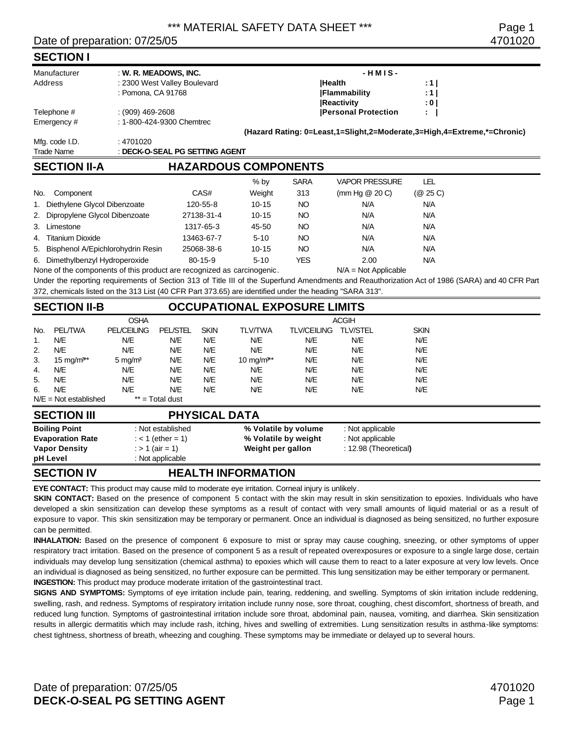\*\*\* MATERIAL SAFETY DATA SHEET \*\*\*

Date of preparation: 07/25/05

4701020

## SECTION I

| | | | |
|---|---|---|---|
| Manufacturer | : **W. R. MEADOWS, INC.** | **- H M I S -** | |
| Address | : 2300 West Valley Boulevard | **\|Health** | **: 1 \|** |
| | : Pomona, CA 91768 | **\|Flammability** | **: 1 \|** |
| | | **\|Reactivity** | **: 0 \|** |
| Telephone # | : (909) 469-2608 | **\|Personal Protection** | **: \|** |
| Emergency # | : 1-800-424-9300 Chemtrec | | |

**(Hazard Rating: 0=Least,1=Slight,2=Moderate,3=High,4=Extreme,*=Chronic)**

| | |
|---|---|
| Mfg. code I.D. | : 4701020 |
| Trade Name | : **DECK-O-SEAL PG SETTING AGENT** |

## SECTION II-A HAZARDOUS COMPONENTS

| No. | Component | CAS# | % by Weight | SARA 313 | VAPOR PRESSURE (mm Hg @ 20 C) | LEL (@ 25 C) |
|---|---|---|---|---|---|---|
| 1. | Diethylene Glycol Dibenzoate | 120-55-8 | 10-15 | NO | N/A | N/A |
| 2. | Dipropylene Glycol Dibenzoate | 27138-31-4 | 10-15 | NO | N/A | N/A |
| 3. | Limestone | 1317-65-3 | 45-50 | NO | N/A | N/A |
| 4. | Titanium Dioxide | 13463-67-7 | 5-10 | NO | N/A | N/A |
| 5. | Bisphenol A/Epichlorohydrin Resin | 25068-38-6 | 10-15 | NO | N/A | N/A |
| 6. | Dimethylbenzyl Hydroperoxide | 80-15-9 | 5-10 | YES | 2.00 | N/A |

None of the components of this product are recognized as carcinogenic. N/A = Not Applicable

Under the reporting requirements of Section 313 of Title III of the Superfund Amendments and Reauthorization Act of 1986 (SARA) and 40 CFR Part 372, chemicals listed on the 313 List (40 CFR Part 373.65) are identified under the heading "SARA 313".

## SECTION II-B OCCUPATIONAL EXPOSURE LIMITS

| | OSHA | | | | ACGIH | | | |
|---|---|---|---|---|---|---|---|---|
| No. | PEL/TWA | PEL/CEILING | PEL/STEL | SKIN | TLV/TWA | TLV/CEILING | TLV/STEL | SKIN |
| 1. | N/E | N/E | N/E | N/E | N/E | N/E | N/E | N/E |
| 2. | N/E | N/E | N/E | N/E | N/E | N/E | N/E | N/E |
| 3. | 15 mg/m³** | 5 mg/m³ | N/E | N/E | 10 mg/m³** | N/E | N/E | N/E |
| 4. | N/E | N/E | N/E | N/E | N/E | N/E | N/E | N/E |
| 5. | N/E | N/E | N/E | N/E | N/E | N/E | N/E | N/E |
| 6. | N/E | N/E | N/E | N/E | N/E | N/E | N/E | N/E |

N/E = Not established  ** = Total dust

## SECTION III PHYSICAL DATA

| | | | |
|---|---|---|---|
| **Boiling Point** | : Not established | **% Volatile by volume** | : Not applicable |
| **Evaporation Rate** | : < 1 (ether = 1) | **% Volatile by weight** | : Not applicable |
| **Vapor Density** | : > 1 (air = 1) | **Weight per gallon** | : 12.98 (Theoretical) |
| **pH Level** | : Not applicable | | |

## SECTION IV HEALTH INFORMATION

**EYE CONTACT:** This product may cause mild to moderate eye irritation. Corneal injury is unlikely.

**SKIN CONTACT:** Based on the presence of component 5 contact with the skin may result in skin sensitization to epoxies. Individuals who have developed a skin sensitization can develop these symptoms as a result of contact with very small amounts of liquid material or as a result of exposure to vapor. This skin sensitization may be temporary or permanent. Once an individual is diagnosed as being sensitized, no further exposure can be permitted.

**INHALATION:** Based on the presence of component 6 exposure to mist or spray may cause coughing, sneezing, or other symptoms of upper respiratory tract irritation. Based on the presence of component 5 as a result of repeated overexposures or exposure to a single large dose, certain individuals may develop lung sensitization (chemical asthma) to epoxies which will cause them to react to a later exposure at very low levels. Once an individual is diagnosed as being sensitized, no further exposure can be permitted. This lung sensitization may be either temporary or permanent.

**INGESTION:** This product may produce moderate irritation of the gastrointestinal tract.

**SIGNS AND SYMPTOMS:** Symptoms of eye irritation include pain, tearing, reddening, and swelling. Symptoms of skin irritation include reddening, swelling, rash, and redness. Symptoms of respiratory irritation include runny nose, sore throat, coughing, chest discomfort, shortness of breath, and reduced lung function. Symptoms of gastrointestinal irritation include sore throat, abdominal pain, nausea, vomiting, and diarrhea. Skin sensitization results in allergic dermatitis which may include rash, itching, hives and swelling of extremities. Lung sensitization results in asthma-like symptoms: chest tightness, shortness of breath, wheezing and coughing. These symptoms may be immediate or delayed up to several hours.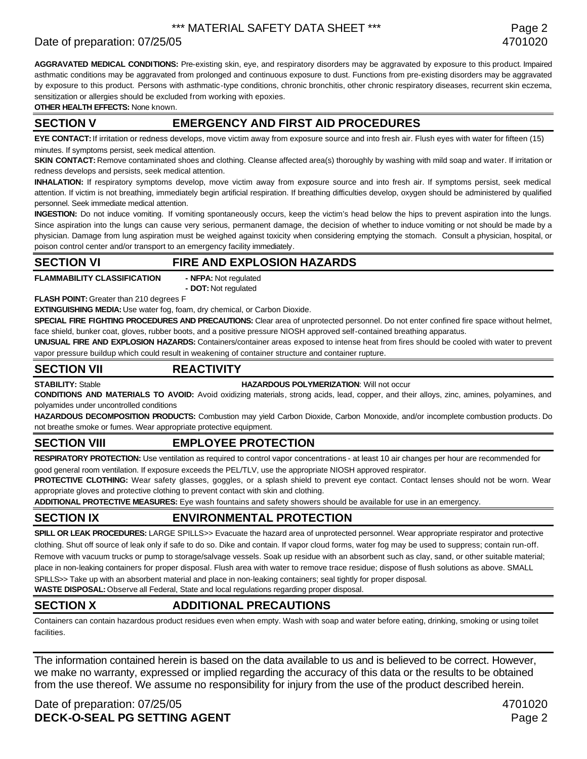**AGGRAVATED MEDICAL CONDITIONS:** Pre-existing skin, eye, and respiratory disorders may be aggravated by exposure to this product. Impaired asthmatic conditions may be aggravated from prolonged and continuous exposure to dust. Functions from pre-existing disorders may be aggravated by exposure to this product. Persons with asthmatic-type conditions, chronic bronchitis, other chronic respiratory diseases, recurrent skin eczema, sensitization or allergies should be excluded from working with epoxies.

**OTHER HEALTH EFFECTS:** None known.

## SECTION V EMERGENCY AND FIRST AID PROCEDURES

**EYE CONTACT:** If irritation or redness develops, move victim away from exposure source and into fresh air. Flush eyes with water for fifteen (15) minutes. If symptoms persist, seek medical attention.

**SKIN CONTACT:** Remove contaminated shoes and clothing. Cleanse affected area(s) thoroughly by washing with mild soap and water. If irritation or redness develops and persists, seek medical attention.

**INHALATION:** If respiratory symptoms develop, move victim away from exposure source and into fresh air. If symptoms persist, seek medical attention. If victim is not breathing, immediately begin artificial respiration. If breathing difficulties develop, oxygen should be administered by qualified personnel. Seek immediate medical attention.

**INGESTION:** Do not induce vomiting. If vomiting spontaneously occurs, keep the victim's head below the hips to prevent aspiration into the lungs. Since aspiration into the lungs can cause very serious, permanent damage, the decision of whether to induce vomiting or not should be made by a physician. Damage from lung aspiration must be weighed against toxicity when considering emptying the stomach. Consult a physician, hospital, or poison control center and/or transport to an emergency facility immediately.

## SECTION VI FIRE AND EXPLOSION HAZARDS

**FLAMMABILITY CLASSIFICATION** - **NFPA:** Not regulated
- **DOT:** Not regulated

**FLASH POINT:** Greater than 210 degrees F

**EXTINGUISHING MEDIA:** Use water fog, foam, dry chemical, or Carbon Dioxide.

**SPECIAL FIRE FIGHTING PROCEDURES AND PRECAUTIONS:** Clear area of unprotected personnel. Do not enter confined fire space without helmet, face shield, bunker coat, gloves, rubber boots, and a positive pressure NIOSH approved self-contained breathing apparatus.

**UNUSUAL FIRE AND EXPLOSION HAZARDS:** Containers/container areas exposed to intense heat from fires should be cooled with water to prevent vapor pressure buildup which could result in weakening of container structure and container rupture.

## SECTION VII REACTIVITY

**STABILITY:** Stable **HAZARDOUS POLYMERIZATION**: Will not occur

**CONDITIONS AND MATERIALS TO AVOID:** Avoid oxidizing materials, strong acids, lead, copper, and their alloys, zinc, amines, polyamines, and polyamides under uncontrolled conditions

**HAZARDOUS DECOMPOSITION PRODUCTS:** Combustion may yield Carbon Dioxide, Carbon Monoxide, and/or incomplete combustion products. Do not breathe smoke or fumes. Wear appropriate protective equipment.

## SECTION VIII EMPLOYEE PROTECTION

**RESPIRATORY PROTECTION:** Use ventilation as required to control vapor concentrations - at least 10 air changes per hour are recommended for good general room ventilation. If exposure exceeds the PEL/TLV, use the appropriate NIOSH approved respirator.

**PROTECTIVE CLOTHING:** Wear safety glasses, goggles, or a splash shield to prevent eye contact. Contact lenses should not be worn. Wear appropriate gloves and protective clothing to prevent contact with skin and clothing.

**ADDITIONAL PROTECTIVE MEASURES:** Eye wash fountains and safety showers should be available for use in an emergency.

## SECTION IX ENVIRONMENTAL PROTECTION

**SPILL OR LEAK PROCEDURES:** LARGE SPILLS>> Evacuate the hazard area of unprotected personnel. Wear appropriate respirator and protective clothing. Shut off source of leak only if safe to do so. Dike and contain. If vapor cloud forms, water fog may be used to suppress; contain run-off. Remove with vacuum trucks or pump to storage/salvage vessels. Soak up residue with an absorbent such as clay, sand, or other suitable material; place in non-leaking containers for proper disposal. Flush area with water to remove trace residue; dispose of flush solutions as above. SMALL SPILLS>> Take up with an absorbent material and place in non-leaking containers; seal tightly for proper disposal.

**WASTE DISPOSAL:** Observe all Federal, State and local regulations regarding proper disposal.

## SECTION X ADDITIONAL PRECAUTIONS

Containers can contain hazardous product residues even when empty. Wash with soap and water before eating, drinking, smoking or using toilet facilities.

The information contained herein is based on the data available to us and is believed to be correct. However, we make no warranty, expressed or implied regarding the accuracy of this data or the results to be obtained from the use thereof. We assume no responsibility for injury from the use of the product described herein.

Date of preparation: 07/25/05 4701020

**DECK-O-SEAL PG SETTING AGENT**